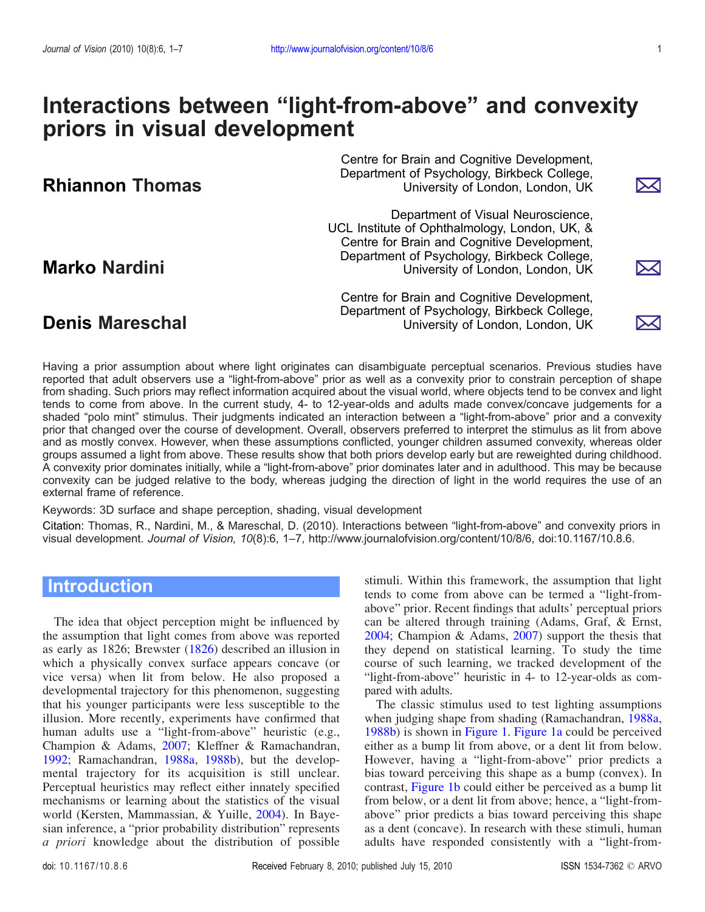# Interactions between "light-from-above" and convexity priors in visual development

**Rhiannon Thomas**
Centre for Brain and Cognitive Development, Department of Psychology, Birkbeck College, University of London, London, UK

**Marko Nardini**
Department of Visual Neuroscience, UCL Institute of Ophthalmology, London, UK, & Centre for Brain and Cognitive Development, Department of Psychology, Birkbeck College, University of London, London, UK

**Denis Mareschal**
Centre for Brain and Cognitive Development, Department of Psychology, Birkbeck College, University of London, London, UK

Having a prior assumption about where light originates can disambiguate perceptual scenarios. Previous studies have reported that adult observers use a "light-from-above" prior as well as a convexity prior to constrain perception of shape from shading. Such priors may reflect information acquired about the visual world, where objects tend to be convex and light tends to come from above. In the current study, 4- to 12-year-olds and adults made convex/concave judgements for a shaded "polo mint" stimulus. Their judgments indicated an interaction between a "light-from-above" prior and a convexity prior that changed over the course of development. Overall, observers preferred to interpret the stimulus as lit from above and as mostly convex. However, when these assumptions conflicted, younger children assumed convexity, whereas older groups assumed a light from above. These results show that both priors develop early but are reweighted during childhood. A convexity prior dominates initially, while a "light-from-above" prior dominates later and in adulthood. This may be because convexity can be judged relative to the body, whereas judging the direction of light in the world requires the use of an external frame of reference.

Keywords: 3D surface and shape perception, shading, visual development

Citation: Thomas, R., Nardini, M., & Mareschal, D. (2010). Interactions between "light-from-above" and convexity priors in visual development. *Journal of Vision, 10*(8):6, 1–7, http://www.journalofvision.org/content/10/8/6, doi:10.1167/10.8.6.

## Introduction

The idea that object perception might be influenced by the assumption that light comes from above was reported as early as 1826; Brewster (1826) described an illusion in which a physically convex surface appears concave (or vice versa) when lit from below. He also proposed a developmental trajectory for this phenomenon, suggesting that his younger participants were less susceptible to the illusion. More recently, experiments have confirmed that human adults use a "light-from-above" heuristic (e.g., Champion & Adams, 2007; Kleffner & Ramachandran, 1992; Ramachandran, 1988a, 1988b), but the developmental trajectory for its acquisition is still unclear. Perceptual heuristics may reflect either innately specified mechanisms or learning about the statistics of the visual world (Kersten, Mammassian, & Yuille, 2004). In Bayesian inference, a "prior probability distribution" represents *a priori* knowledge about the distribution of possible stimuli. Within this framework, the assumption that light tends to come from above can be termed a "light-from-above" prior. Recent findings that adults' perceptual priors can be altered through training (Adams, Graf, & Ernst, 2004; Champion & Adams, 2007) support the thesis that they depend on statistical learning. To study the time course of such learning, we tracked development of the "light-from-above" heuristic in 4- to 12-year-olds as compared with adults.

The classic stimulus used to test lighting assumptions when judging shape from shading (Ramachandran, 1988a, 1988b) is shown in Figure 1. Figure 1a could be perceived either as a bump lit from above, or a dent lit from below. However, having a "light-from-above" prior predicts a bias toward perceiving this shape as a bump (convex). In contrast, Figure 1b could either be perceived as a bump lit from below, or a dent lit from above; hence, a "light-from-above" prior predicts a bias toward perceiving this shape as a dent (concave). In research with these stimuli, human adults have responded consistently with a "light-from-

doi: 10.1167/10.8.6 Received February 8, 2010; published July 15, 2010 ISSN 1534-7362 © ARVO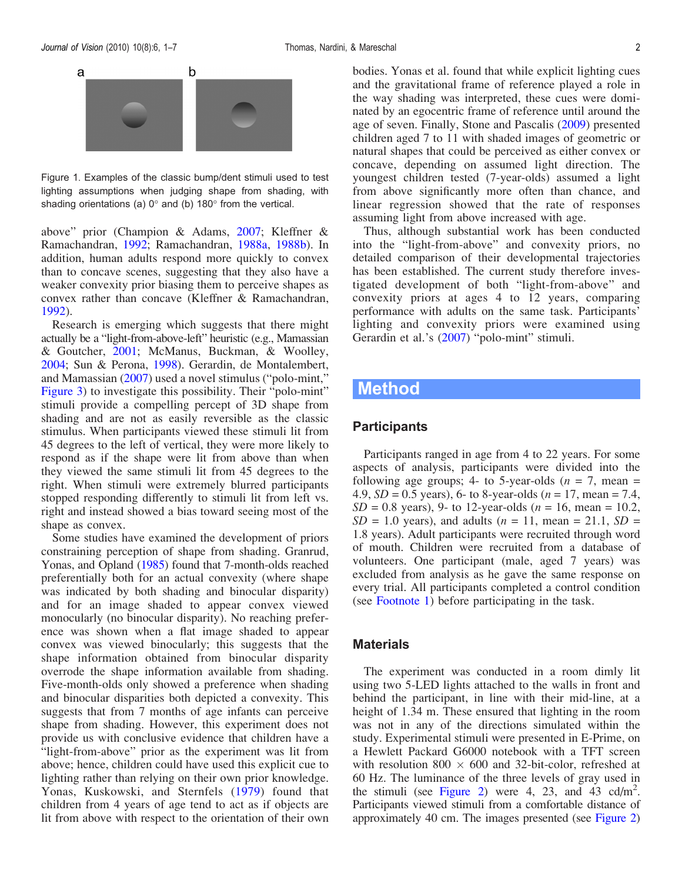Figure 1. Examples of the classic bump/dent stimuli used to test lighting assumptions when judging shape from shading, with shading orientations (a) 0° and (b) 180° from the vertical.

above" prior (Champion & Adams, 2007; Kleffner & Ramachandran, 1992; Ramachandran, 1988a, 1988b). In addition, human adults respond more quickly to convex than to concave scenes, suggesting that they also have a weaker convexity prior biasing them to perceive shapes as convex rather than concave (Kleffner & Ramachandran, 1992).

Research is emerging which suggests that there might actually be a "light-from-above-left" heuristic (e.g., Mamassian & Goutcher, 2001; McManus, Buckman, & Woolley, 2004; Sun & Perona, 1998). Gerardin, de Montalembert, and Mamassian (2007) used a novel stimulus ("polo-mint," Figure 3) to investigate this possibility. Their "polo-mint" stimuli provide a compelling percept of 3D shape from shading and are not as easily reversible as the classic stimulus. When participants viewed these stimuli lit from 45 degrees to the left of vertical, they were more likely to respond as if the shape were lit from above than when they viewed the same stimuli lit from 45 degrees to the right. When stimuli were extremely blurred participants stopped responding differently to stimuli lit from left vs. right and instead showed a bias toward seeing most of the shape as convex.

Some studies have examined the development of priors constraining perception of shape from shading. Granrud, Yonas, and Opland (1985) found that 7-month-olds reached preferentially both for an actual convexity (where shape was indicated by both shading and binocular disparity) and for an image shaded to appear convex viewed monocularly (no binocular disparity). No reaching preference was shown when a flat image shaded to appear convex was viewed binocularly; this suggests that the shape information obtained from binocular disparity overrode the shape information available from shading. Five-month-olds only showed a preference when shading and binocular disparities both depicted a convexity. This suggests that from 7 months of age infants can perceive shape from shading. However, this experiment does not provide us with conclusive evidence that children have a "light-from-above" prior as the experiment was lit from above; hence, children could have used this explicit cue to lighting rather than relying on their own prior knowledge. Yonas, Kuskowski, and Sternfels (1979) found that children from 4 years of age tend to act as if objects are lit from above with respect to the orientation of their own bodies. Yonas et al. found that while explicit lighting cues and the gravitational frame of reference played a role in the way shading was interpreted, these cues were dominated by an egocentric frame of reference until around the age of seven. Finally, Stone and Pascalis (2009) presented children aged 7 to 11 with shaded images of geometric or natural shapes that could be perceived as either convex or concave, depending on assumed light direction. The youngest children tested (7-year-olds) assumed a light from above significantly more often than chance, and linear regression showed that the rate of responses assuming light from above increased with age.

Thus, although substantial work has been conducted into the "light-from-above" and convexity priors, no detailed comparison of their developmental trajectories has been established. The current study therefore investigated development of both "light-from-above" and convexity priors at ages 4 to 12 years, comparing performance with adults on the same task. Participants' lighting and convexity priors were examined using Gerardin et al.'s (2007) "polo-mint" stimuli.

## Method

### Participants

Participants ranged in age from 4 to 22 years. For some aspects of analysis, participants were divided into the following age groups; 4- to 5-year-olds ($n$ = 7, mean = 4.9, $SD$ = 0.5 years), 6- to 8-year-olds ($n$ = 17, mean = 7.4, $SD$ = 0.8 years), 9- to 12-year-olds ($n$ = 16, mean = 10.2, $SD$ = 1.0 years), and adults ($n$ = 11, mean = 21.1, $SD$ = 1.8 years). Adult participants were recruited through word of mouth. Children were recruited from a database of volunteers. One participant (male, aged 7 years) was excluded from analysis as he gave the same response on every trial. All participants completed a control condition (see Footnote 1) before participating in the task.

### Materials

The experiment was conducted in a room dimly lit using two 5-LED lights attached to the walls in front and behind the participant, in line with their mid-line, at a height of 1.34 m. These ensured that lighting in the room was not in any of the directions simulated within the study. Experimental stimuli were presented in E-Prime, on a Hewlett Packard G6000 notebook with a TFT screen with resolution 800 × 600 and 32-bit-color, refreshed at 60 Hz. The luminance of the three levels of gray used in the stimuli (see Figure 2) were 4, 23, and 43 cd/m$^2$. Participants viewed stimuli from a comfortable distance of approximately 40 cm. The images presented (see Figure 2)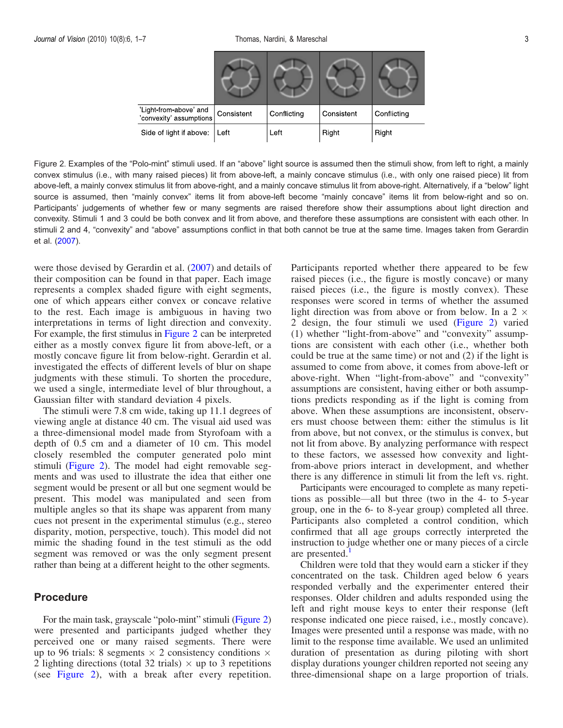| | | | | |
|---|---|---|---|---|
| 'Light-from-above' and 'convexity' assumptions | Consistent | Conflicting | Consistent | Conflicting |
| Side of light if above: | Left | Left | Right | Right |

Figure 2. Examples of the "Polo-mint" stimuli used. If an "above" light source is assumed then the stimuli show, from left to right, a mainly convex stimulus (i.e., with many raised pieces) lit from above-left, a mainly concave stimulus (i.e., with only one raised piece) lit from above-left, a mainly convex stimulus lit from above-right, and a mainly concave stimulus lit from above-right. Alternatively, if a "below" light source is assumed, then "mainly convex" items lit from above-left become "mainly concave" items lit from below-right and so on. Participants' judgements of whether few or many segments are raised therefore show their assumptions about light direction and convexity. Stimuli 1 and 3 could be both convex and lit from above, and therefore these assumptions are consistent with each other. In stimuli 2 and 4, "convexity" and "above" assumptions conflict in that both cannot be true at the same time. Images taken from Gerardin et al. (2007).

were those devised by Gerardin et al. (2007) and details of their composition can be found in that paper. Each image represents a complex shaded figure with eight segments, one of which appears either convex or concave relative to the rest. Each image is ambiguous in having two interpretations in terms of light direction and convexity. For example, the first stimulus in Figure 2 can be interpreted either as a mostly convex figure lit from above-left, or a mostly concave figure lit from below-right. Gerardin et al. investigated the effects of different levels of blur on shape judgments with these stimuli. To shorten the procedure, we used a single, intermediate level of blur throughout, a Gaussian filter with standard deviation 4 pixels.

The stimuli were 7.8 cm wide, taking up 11.1 degrees of viewing angle at distance 40 cm. The visual aid used was a three-dimensional model made from Styrofoam with a depth of 0.5 cm and a diameter of 10 cm. This model closely resembled the computer generated polo mint stimuli (Figure 2). The model had eight removable segments and was used to illustrate the idea that either one segment would be present or all but one segment would be present. This model was manipulated and seen from multiple angles so that its shape was apparent from many cues not present in the experimental stimulus (e.g., stereo disparity, motion, perspective, touch). This model did not mimic the shading found in the test stimuli as the odd segment was removed or was the only segment present rather than being at a different height to the other segments.

## Procedure

For the main task, grayscale "polo-mint" stimuli (Figure 2) were presented and participants judged whether they perceived one or many raised segments. There were up to 96 trials: 8 segments $\times$ 2 consistency conditions $\times$ 2 lighting directions (total 32 trials) $\times$ up to 3 repetitions (see Figure 2), with a break after every repetition. Participants reported whether there appeared to be few raised pieces (i.e., the figure is mostly concave) or many raised pieces (i.e., the figure is mostly convex). These responses were scored in terms of whether the assumed light direction was from above or from below. In a 2 $\times$ 2 design, the four stimuli we used (Figure 2) varied (1) whether "light-from-above" and "convexity" assumptions are consistent with each other (i.e., whether both could be true at the same time) or not and (2) if the light is assumed to come from above, it comes from above-left or above-right. When "light-from-above" and "convexity" assumptions are consistent, having either or both assumptions predicts responding as if the light is coming from above. When these assumptions are inconsistent, observers must choose between them: either the stimulus is lit from above, but not convex, or the stimulus is convex, but not lit from above. By analyzing performance with respect to these factors, we assessed how convexity and light-from-above priors interact in development, and whether there is any difference in stimuli lit from the left vs. right.

Participants were encouraged to complete as many repetitions as possible—all but three (two in the 4- to 5-year group, one in the 6- to 8-year group) completed all three. Participants also completed a control condition, which confirmed that all age groups correctly interpreted the instruction to judge whether one or many pieces of a circle are presented.[1]

Children were told that they would earn a sticker if they concentrated on the task. Children aged below 6 years responded verbally and the experimenter entered their responses. Older children and adults responded using the left and right mouse keys to enter their response (left response indicated one piece raised, i.e., mostly concave). Images were presented until a response was made, with no limit to the response time available. We used an unlimited duration of presentation as during piloting with short display durations younger children reported not seeing any three-dimensional shape on a large proportion of trials.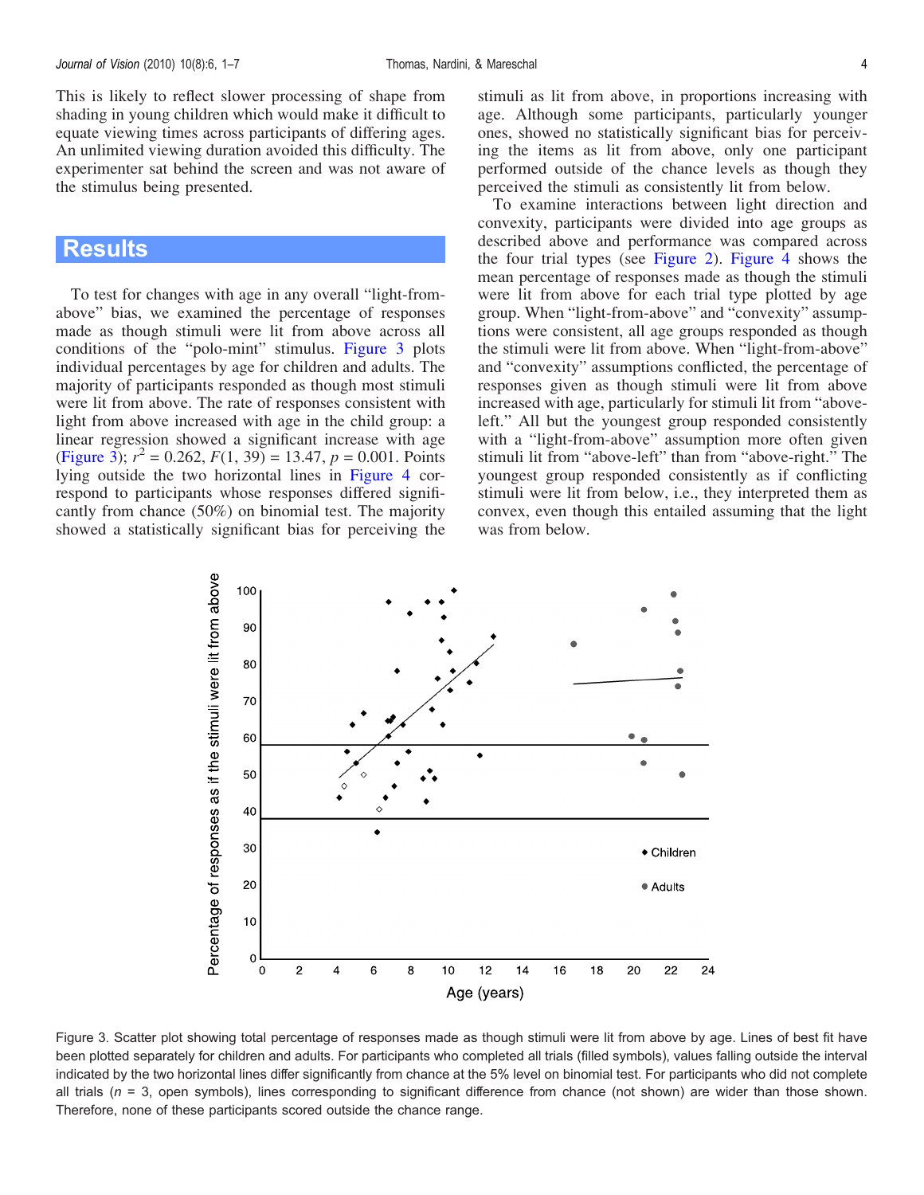This is likely to reflect slower processing of shape from shading in young children which would make it difficult to equate viewing times across participants of differing ages. An unlimited viewing duration avoided this difficulty. The experimenter sat behind the screen and was not aware of the stimulus being presented.

## Results

To test for changes with age in any overall "light-from-above" bias, we examined the percentage of responses made as though stimuli were lit from above across all conditions of the "polo-mint" stimulus. Figure 3 plots individual percentages by age for children and adults. The majority of participants responded as though most stimuli were lit from above. The rate of responses consistent with light from above increased with age in the child group: a linear regression showed a significant increase with age (Figure 3); $r^2 = 0.262$, $F(1, 39) = 13.47$, $p = 0.001$. Points lying outside the two horizontal lines in Figure 4 correspond to participants whose responses differed significantly from chance (50%) on binomial test. The majority showed a statistically significant bias for perceiving the stimuli as lit from above, in proportions increasing with age. Although some participants, particularly younger ones, showed no statistically significant bias for perceiving the items as lit from above, only one participant performed outside of the chance levels as though they perceived the stimuli as consistently lit from below.

To examine interactions between light direction and convexity, participants were divided into age groups as described above and performance was compared across the four trial types (see Figure 2). Figure 4 shows the mean percentage of responses made as though the stimuli were lit from above for each trial type plotted by age group. When "light-from-above" and "convexity" assumptions were consistent, all age groups responded as though the stimuli were lit from above. When "light-from-above" and "convexity" assumptions conflicted, the percentage of responses given as though stimuli were lit from above increased with age, particularly for stimuli lit from "above-left." All but the youngest group responded consistently with a "light-from-above" assumption more often given stimuli lit from "above-left" than from "above-right." The youngest group responded consistently as if conflicting stimuli were lit from below, i.e., they interpreted them as convex, even though this entailed assuming that the light was from below.

Figure 3. Scatter plot showing total percentage of responses made as though stimuli were lit from above by age. Lines of best fit have been plotted separately for children and adults. For participants who completed all trials (filled symbols), values falling outside the interval indicated by the two horizontal lines differ significantly from chance at the 5% level on binomial test. For participants who did not complete all trials ($n = 3$, open symbols), lines corresponding to significant difference from chance (not shown) are wider than those shown. Therefore, none of these participants scored outside the chance range.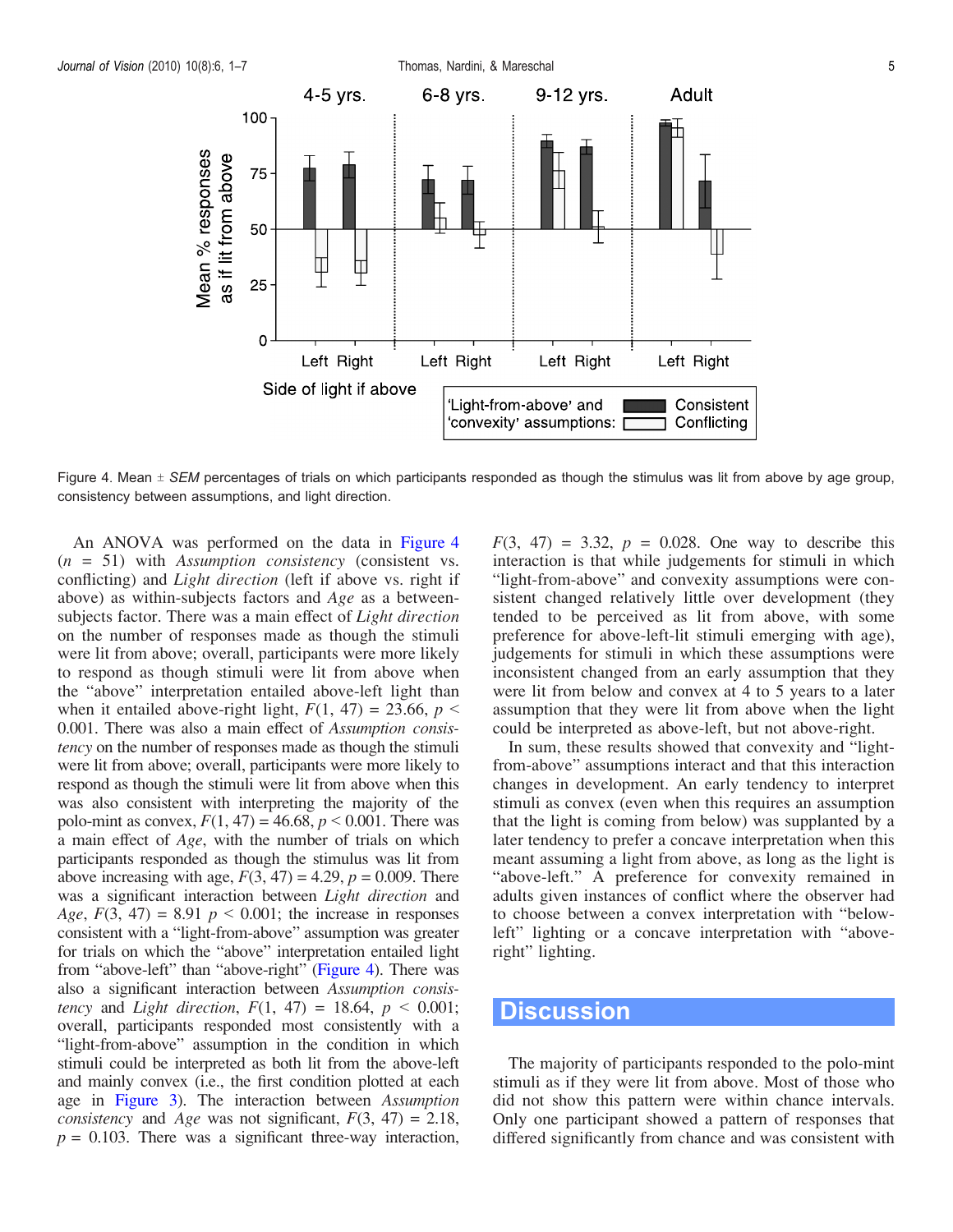Figure 4. Mean ± *SEM* percentages of trials on which participants responded as though the stimulus was lit from above by age group, consistency between assumptions, and light direction.

An ANOVA was performed on the data in Figure 4 ($n$ = 51) with *Assumption consistency* (consistent vs. conflicting) and *Light direction* (left if above vs. right if above) as within-subjects factors and *Age* as a between-subjects factor. There was a main effect of *Light direction* on the number of responses made as though the stimuli were lit from above; overall, participants were more likely to respond as though stimuli were lit from above when the "above" interpretation entailed above-left light than when it entailed above-right light, $F(1, 47) = 23.66$, $p < 0.001$. There was also a main effect of *Assumption consistency* on the number of responses made as though the stimuli were lit from above; overall, participants were more likely to respond as though the stimuli were lit from above when this was also consistent with interpreting the majority of the polo-mint as convex, $F(1, 47) = 46.68$, $p < 0.001$. There was a main effect of *Age*, with the number of trials on which participants responded as though the stimulus was lit from above increasing with age, $F(3, 47) = 4.29$, $p = 0.009$. There was a significant interaction between *Light direction* and *Age*, $F(3, 47) = 8.91$ $p < 0.001$; the increase in responses consistent with a "light-from-above" assumption was greater for trials on which the "above" interpretation entailed light from "above-left" than "above-right" (Figure 4). There was also a significant interaction between *Assumption consistency* and *Light direction*, $F(1, 47) = 18.64$, $p < 0.001$; overall, participants responded most consistently with a "light-from-above" assumption in the condition in which stimuli could be interpreted as both lit from the above-left and mainly convex (i.e., the first condition plotted at each age in Figure 3). The interaction between *Assumption consistency* and *Age* was not significant, $F(3, 47) = 2.18$, $p = 0.103$. There was a significant three-way interaction, $F(3, 47) = 3.32$, $p = 0.028$. One way to describe this interaction is that while judgements for stimuli in which "light-from-above" and convexity assumptions were consistent changed relatively little over development (they tended to be perceived as lit from above, with some preference for above-left-lit stimuli emerging with age), judgements for stimuli in which these assumptions were inconsistent changed from an early assumption that they were lit from below and convex at 4 to 5 years to a later assumption that they were lit from above when the light could be interpreted as above-left, but not above-right.

In sum, these results showed that convexity and "light-from-above" assumptions interact and that this interaction changes in development. An early tendency to interpret stimuli as convex (even when this requires an assumption that the light is coming from below) was supplanted by a later tendency to prefer a concave interpretation when this meant assuming a light from above, as long as the light is "above-left." A preference for convexity remained in adults given instances of conflict where the observer had to choose between a convex interpretation with "below-left" lighting or a concave interpretation with "above-right" lighting.

## Discussion

The majority of participants responded to the polo-mint stimuli as if they were lit from above. Most of those who did not show this pattern were within chance intervals. Only one participant showed a pattern of responses that differed significantly from chance and was consistent with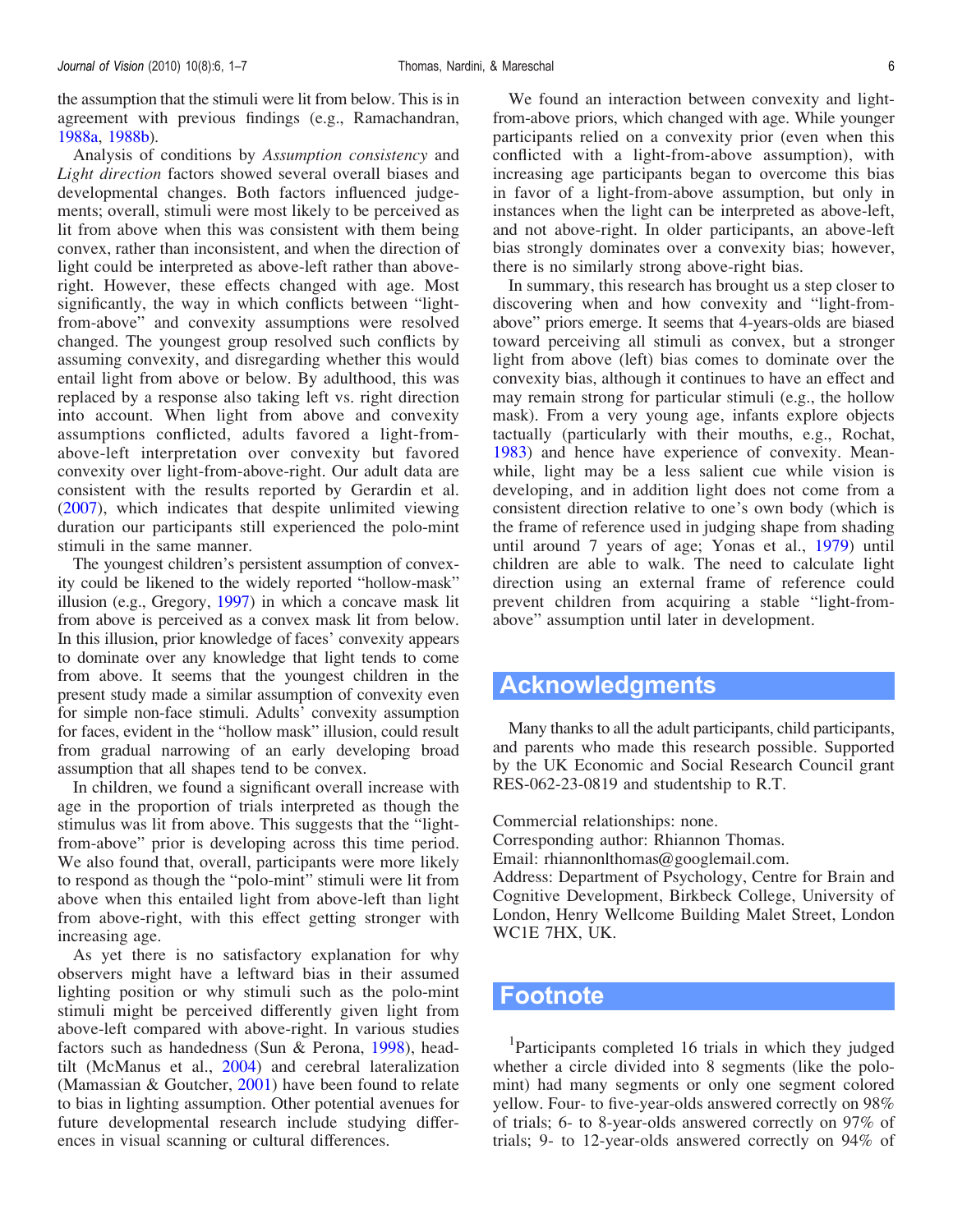the assumption that the stimuli were lit from below. This is in agreement with previous findings (e.g., Ramachandran, 1988a, 1988b).

Analysis of conditions by *Assumption consistency* and *Light direction* factors showed several overall biases and developmental changes. Both factors influenced judgements; overall, stimuli were most likely to be perceived as lit from above when this was consistent with them being convex, rather than inconsistent, and when the direction of light could be interpreted as above-left rather than above-right. However, these effects changed with age. Most significantly, the way in which conflicts between "light-from-above" and convexity assumptions were resolved changed. The youngest group resolved such conflicts by assuming convexity, and disregarding whether this would entail light from above or below. By adulthood, this was replaced by a response also taking left vs. right direction into account. When light from above and convexity assumptions conflicted, adults favored a light-from-above-left interpretation over convexity but favored convexity over light-from-above-right. Our adult data are consistent with the results reported by Gerardin et al. (2007), which indicates that despite unlimited viewing duration our participants still experienced the polo-mint stimuli in the same manner.

The youngest children's persistent assumption of convexity could be likened to the widely reported "hollow-mask" illusion (e.g., Gregory, 1997) in which a concave mask lit from above is perceived as a convex mask lit from below. In this illusion, prior knowledge of faces' convexity appears to dominate over any knowledge that light tends to come from above. It seems that the youngest children in the present study made a similar assumption of convexity even for simple non-face stimuli. Adults' convexity assumption for faces, evident in the "hollow mask" illusion, could result from gradual narrowing of an early developing broad assumption that all shapes tend to be convex.

In children, we found a significant overall increase with age in the proportion of trials interpreted as though the stimulus was lit from above. This suggests that the "light-from-above" prior is developing across this time period. We also found that, overall, participants were more likely to respond as though the "polo-mint" stimuli were lit from above when this entailed light from above-left than light from above-right, with this effect getting stronger with increasing age.

As yet there is no satisfactory explanation for why observers might have a leftward bias in their assumed lighting position or why stimuli such as the polo-mint stimuli might be perceived differently given light from above-left compared with above-right. In various studies factors such as handedness (Sun & Perona, 1998), head-tilt (McManus et al., 2004) and cerebral lateralization (Mamassian & Goutcher, 2001) have been found to relate to bias in lighting assumption. Other potential avenues for future developmental research include studying differences in visual scanning or cultural differences.

We found an interaction between convexity and light-from-above priors, which changed with age. While younger participants relied on a convexity prior (even when this conflicted with a light-from-above assumption), with increasing age participants began to overcome this bias in favor of a light-from-above assumption, but only in instances when the light can be interpreted as above-left, and not above-right. In older participants, an above-left bias strongly dominates over a convexity bias; however, there is no similarly strong above-right bias.

In summary, this research has brought us a step closer to discovering when and how convexity and "light-from-above" priors emerge. It seems that 4-years-olds are biased toward perceiving all stimuli as convex, but a stronger light from above (left) bias comes to dominate over the convexity bias, although it continues to have an effect and may remain strong for particular stimuli (e.g., the hollow mask). From a very young age, infants explore objects tactually (particularly with their mouths, e.g., Rochat, 1983) and hence have experience of convexity. Meanwhile, light may be a less salient cue while vision is developing, and in addition light does not come from a consistent direction relative to one's own body (which is the frame of reference used in judging shape from shading until around 7 years of age; Yonas et al., 1979) until children are able to walk. The need to calculate light direction using an external frame of reference could prevent children from acquiring a stable "light-from-above" assumption until later in development.

## Acknowledgments

Many thanks to all the adult participants, child participants, and parents who made this research possible. Supported by the UK Economic and Social Research Council grant RES-062-23-0819 and studentship to R.T.

Commercial relationships: none.
Corresponding author: Rhiannon Thomas.
Email: rhiannonlthomas@googlemail.com.
Address: Department of Psychology, Centre for Brain and Cognitive Development, Birkbeck College, University of London, Henry Wellcome Building Malet Street, London WC1E 7HX, UK.

## Footnote

[1]Participants completed 16 trials in which they judged whether a circle divided into 8 segments (like the polo-mint) had many segments or only one segment colored yellow. Four- to five-year-olds answered correctly on 98% of trials; 6- to 8-year-olds answered correctly on 97% of trials; 9- to 12-year-olds answered correctly on 94% of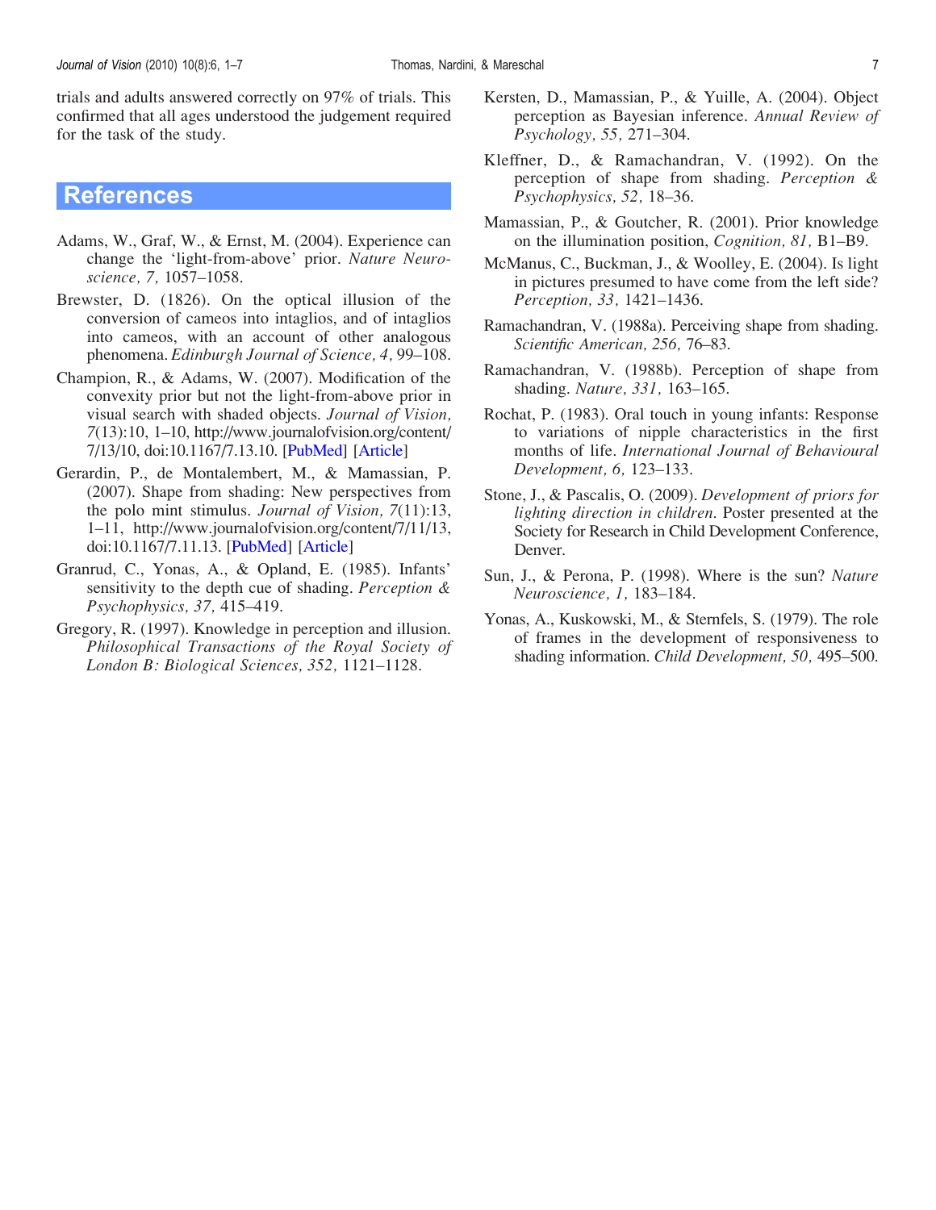trials and adults answered correctly on 97% of trials. This confirmed that all ages understood the judgement required for the task of the study.

## References

Adams, W., Graf, W., & Ernst, M. (2004). Experience can change the 'light-from-above' prior. *Nature Neuroscience, 7,* 1057–1058.

Brewster, D. (1826). On the optical illusion of the conversion of cameos into intaglios, and of intaglios into cameos, with an account of other analogous phenomena. *Edinburgh Journal of Science, 4,* 99–108.

Champion, R., & Adams, W. (2007). Modification of the convexity prior but not the light-from-above prior in visual search with shaded objects. *Journal of Vision, 7*(13):10, 1–10, http://www.journalofvision.org/content/7/13/10, doi:10.1167/7.13.10. [PubMed] [Article]

Gerardin, P., de Montalembert, M., & Mamassian, P. (2007). Shape from shading: New perspectives from the polo mint stimulus. *Journal of Vision, 7*(11):13, 1–11, http://www.journalofvision.org/content/7/11/13, doi:10.1167/7.11.13. [PubMed] [Article]

Granrud, C., Yonas, A., & Opland, E. (1985). Infants' sensitivity to the depth cue of shading. *Perception & Psychophysics, 37,* 415–419.

Gregory, R. (1997). Knowledge in perception and illusion. *Philosophical Transactions of the Royal Society of London B: Biological Sciences, 352,* 1121–1128.

Kersten, D., Mamassian, P., & Yuille, A. (2004). Object perception as Bayesian inference. *Annual Review of Psychology, 55,* 271–304.

Kleffner, D., & Ramachandran, V. (1992). On the perception of shape from shading. *Perception & Psychophysics, 52,* 18–36.

Mamassian, P., & Goutcher, R. (2001). Prior knowledge on the illumination position, *Cognition, 81,* B1–B9.

McManus, C., Buckman, J., & Woolley, E. (2004). Is light in pictures presumed to have come from the left side? *Perception, 33,* 1421–1436.

Ramachandran, V. (1988a). Perceiving shape from shading. *Scientific American, 256,* 76–83.

Ramachandran, V. (1988b). Perception of shape from shading. *Nature, 331,* 163–165.

Rochat, P. (1983). Oral touch in young infants: Response to variations of nipple characteristics in the first months of life. *International Journal of Behavioural Development, 6,* 123–133.

Stone, J., & Pascalis, O. (2009). *Development of priors for lighting direction in children*. Poster presented at the Society for Research in Child Development Conference, Denver.

Sun, J., & Perona, P. (1998). Where is the sun? *Nature Neuroscience, 1,* 183–184.

Yonas, A., Kuskowski, M., & Sternfels, S. (1979). The role of frames in the development of responsiveness to shading information. *Child Development, 50,* 495–500.